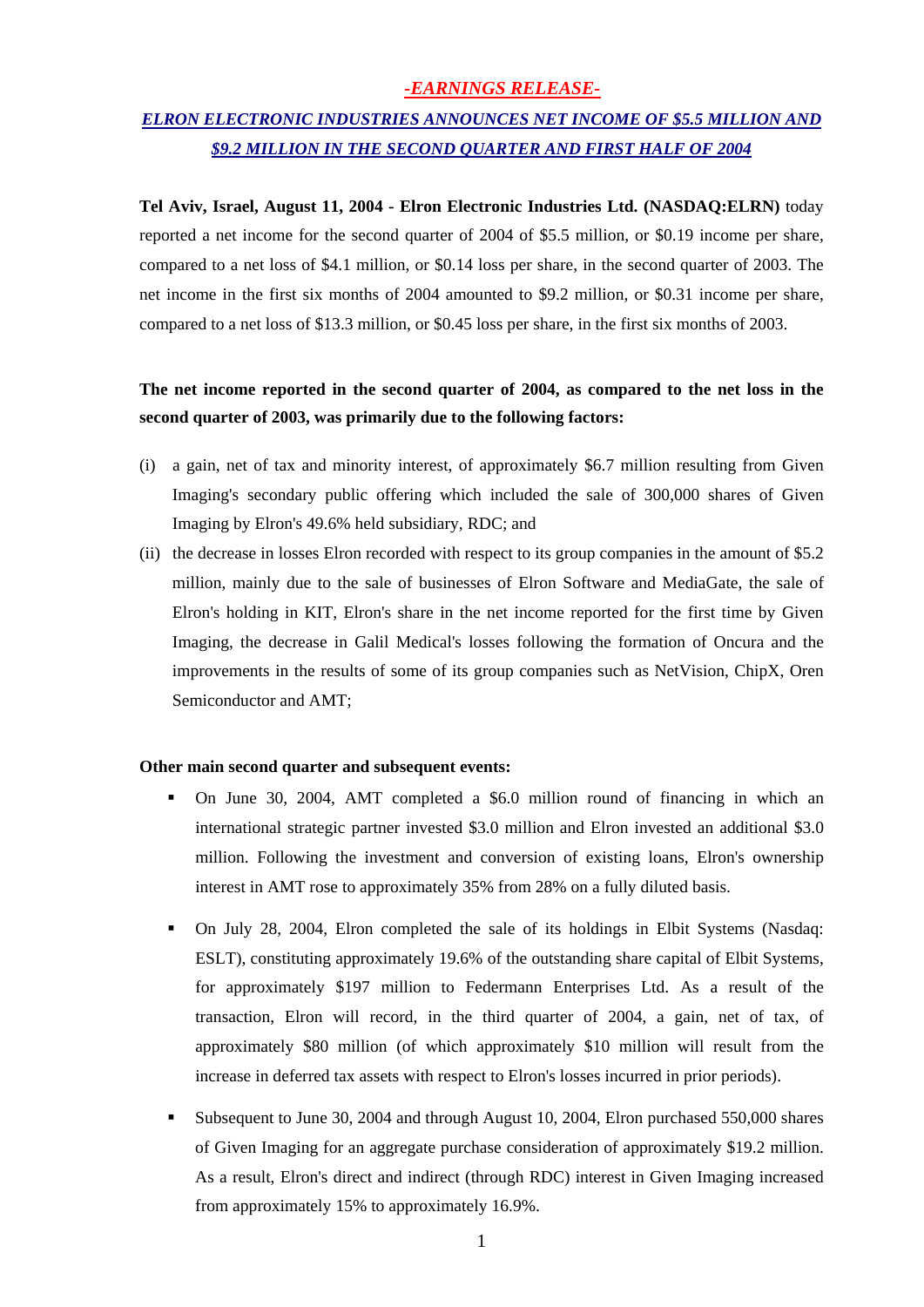***-EARNINGS RELEASE-***

# ***ELRON ELECTRONIC INDUSTRIES ANNOUNCES NET INCOME OF $5.5 MILLION AND $9.2 MILLION IN THE SECOND QUARTER AND FIRST HALF OF 2004***

**Tel Aviv, Israel, August 11, 2004 - Elron Electronic Industries Ltd. (NASDAQ:ELRN)** today reported a net income for the second quarter of 2004 of $5.5 million, or $0.19 income per share, compared to a net loss of $4.1 million, or $0.14 loss per share, in the second quarter of 2003. The net income in the first six months of 2004 amounted to $9.2 million, or $0.31 income per share, compared to a net loss of $13.3 million, or $0.45 loss per share, in the first six months of 2003.

**The net income reported in the second quarter of 2004, as compared to the net loss in the second quarter of 2003, was primarily due to the following factors:**

(i) a gain, net of tax and minority interest, of approximately $6.7 million resulting from Given Imaging's secondary public offering which included the sale of 300,000 shares of Given Imaging by Elron's 49.6% held subsidiary, RDC; and

(ii) the decrease in losses Elron recorded with respect to its group companies in the amount of $5.2 million, mainly due to the sale of businesses of Elron Software and MediaGate, the sale of Elron's holding in KIT, Elron's share in the net income reported for the first time by Given Imaging, the decrease in Galil Medical's losses following the formation of Oncura and the improvements in the results of some of its group companies such as NetVision, ChipX, Oren Semiconductor and AMT;

**Other main second quarter and subsequent events:**

- On June 30, 2004, AMT completed a $6.0 million round of financing in which an international strategic partner invested $3.0 million and Elron invested an additional $3.0 million. Following the investment and conversion of existing loans, Elron's ownership interest in AMT rose to approximately 35% from 28% on a fully diluted basis.

- On July 28, 2004, Elron completed the sale of its holdings in Elbit Systems (Nasdaq: ESLT), constituting approximately 19.6% of the outstanding share capital of Elbit Systems, for approximately $197 million to Federmann Enterprises Ltd. As a result of the transaction, Elron will record, in the third quarter of 2004, a gain, net of tax, of approximately $80 million (of which approximately $10 million will result from the increase in deferred tax assets with respect to Elron's losses incurred in prior periods).

- Subsequent to June 30, 2004 and through August 10, 2004, Elron purchased 550,000 shares of Given Imaging for an aggregate purchase consideration of approximately $19.2 million. As a result, Elron's direct and indirect (through RDC) interest in Given Imaging increased from approximately 15% to approximately 16.9%.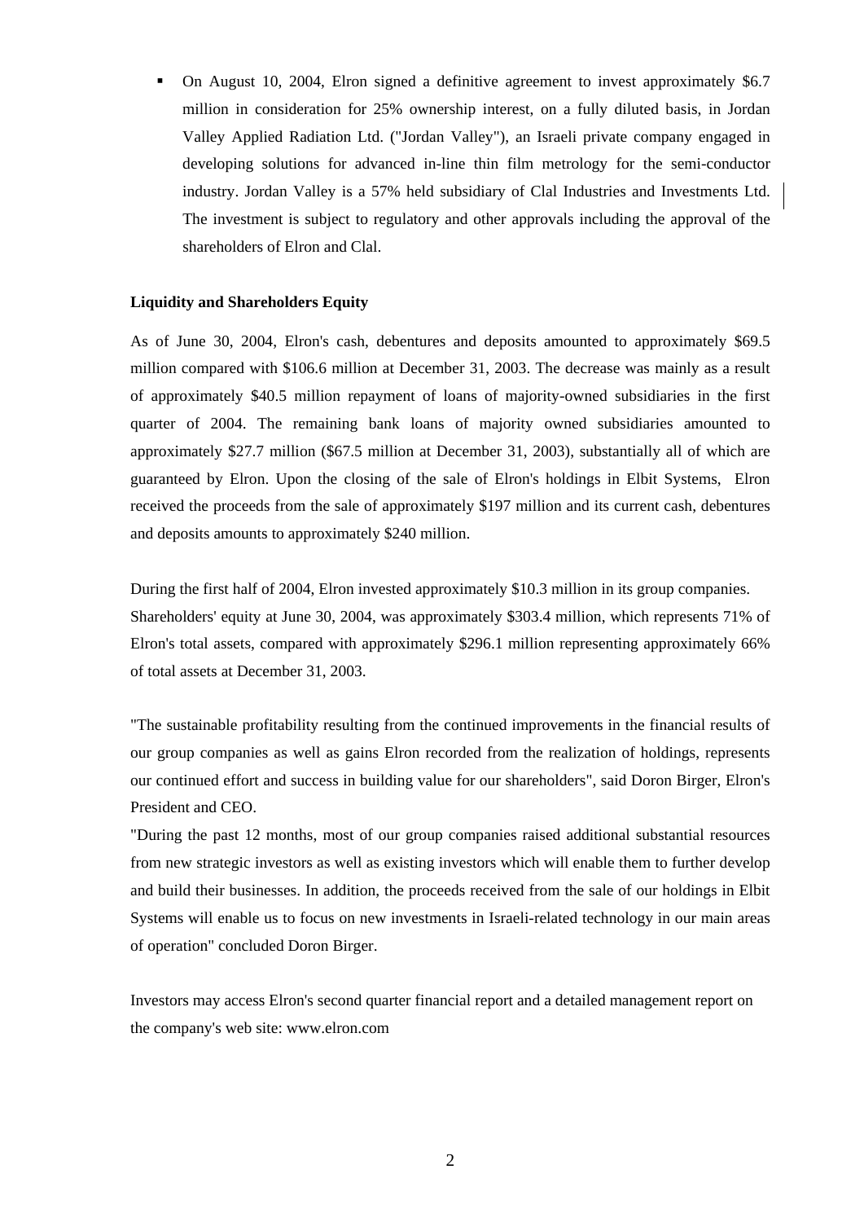- On August 10, 2004, Elron signed a definitive agreement to invest approximately $6.7 million in consideration for 25% ownership interest, on a fully diluted basis, in Jordan Valley Applied Radiation Ltd. ("Jordan Valley"), an Israeli private company engaged in developing solutions for advanced in-line thin film metrology for the semi-conductor industry. Jordan Valley is a 57% held subsidiary of Clal Industries and Investments Ltd. The investment is subject to regulatory and other approvals including the approval of the shareholders of Elron and Clal.

**Liquidity and Shareholders Equity**

As of June 30, 2004, Elron's cash, debentures and deposits amounted to approximately $69.5 million compared with $106.6 million at December 31, 2003. The decrease was mainly as a result of approximately $40.5 million repayment of loans of majority-owned subsidiaries in the first quarter of 2004. The remaining bank loans of majority owned subsidiaries amounted to approximately $27.7 million ($67.5 million at December 31, 2003), substantially all of which are guaranteed by Elron. Upon the closing of the sale of Elron's holdings in Elbit Systems, Elron received the proceeds from the sale of approximately $197 million and its current cash, debentures and deposits amounts to approximately $240 million.

During the first half of 2004, Elron invested approximately $10.3 million in its group companies. Shareholders' equity at June 30, 2004, was approximately $303.4 million, which represents 71% of Elron's total assets, compared with approximately $296.1 million representing approximately 66% of total assets at December 31, 2003.

"The sustainable profitability resulting from the continued improvements in the financial results of our group companies as well as gains Elron recorded from the realization of holdings, represents our continued effort and success in building value for our shareholders", said Doron Birger, Elron's President and CEO.

"During the past 12 months, most of our group companies raised additional substantial resources from new strategic investors as well as existing investors which will enable them to further develop and build their businesses. In addition, the proceeds received from the sale of our holdings in Elbit Systems will enable us to focus on new investments in Israeli-related technology in our main areas of operation" concluded Doron Birger.

Investors may access Elron's second quarter financial report and a detailed management report on the company's web site: www.elron.com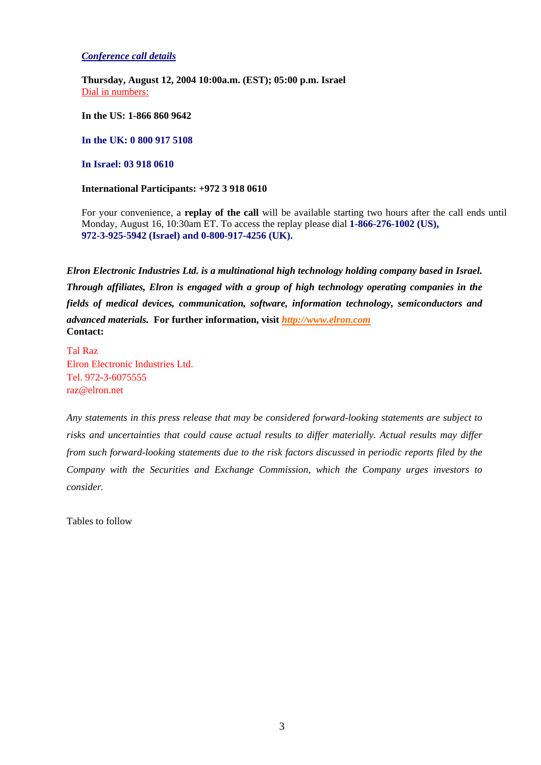***Conference call details***

**Thursday, August 12, 2004 10:00a.m. (EST); 05:00 p.m. Israel**
Dial in numbers:

**In the US: 1-866 860 9642**

**In the UK: 0 800 917 5108**

**In Israel: 03 918 0610**

**International Participants: +972 3 918 0610**

For your convenience, a **replay of the call** will be available starting two hours after the call ends until Monday, August 16, 10:30am ET. To access the replay please dial **1-866-276-1002 (US), 972-3-925-5942 (Israel) and 0-800-917-4256 (UK).**

***Elron Electronic Industries Ltd. is a multinational high technology holding company based in Israel. Through affiliates, Elron is engaged with a group of high technology operating companies in the fields of medical devices, communication, software, information technology, semiconductors and advanced materials.*** **For further information, visit** ***http://www.elron.com***
**Contact:**

Tal Raz
Elron Electronic Industries Ltd.
Tel. 972-3-6075555
raz@elron.net

*Any statements in this press release that may be considered forward-looking statements are subject to risks and uncertainties that could cause actual results to differ materially. Actual results may differ from such forward-looking statements due to the risk factors discussed in periodic reports filed by the Company with the Securities and Exchange Commission, which the Company urges investors to consider.*

Tables to follow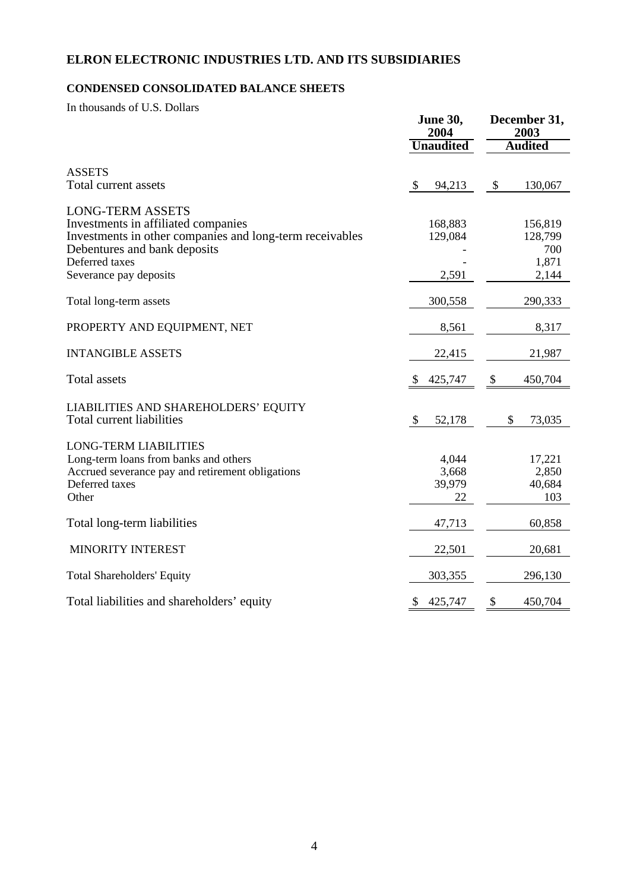# ELRON ELECTRONIC INDUSTRIES LTD. AND ITS SUBSIDIARIES

## CONDENSED CONSOLIDATED BALANCE SHEETS

In thousands of U.S. Dollars

| | June 30, 2004 | December 31, 2003 |
|---|---|---|
| | **Unaudited** | **Audited** |
| ASSETS | | |
| Total current assets | $ 94,213 | $ 130,067 |
| LONG-TERM ASSETS | | |
| Investments in affiliated companies | 168,883 | 156,819 |
| Investments in other companies and long-term receivables | 129,084 | 128,799 |
| Debentures and bank deposits | - | 700 |
| Deferred taxes | - | 1,871 |
| Severance pay deposits | 2,591 | 2,144 |
| Total long-term assets | 300,558 | 290,333 |
| PROPERTY AND EQUIPMENT, NET | 8,561 | 8,317 |
| INTANGIBLE ASSETS | 22,415 | 21,987 |
| Total assets | $ 425,747 | $ 450,704 |
| LIABILITIES AND SHAREHOLDERS' EQUITY | | |
| Total current liabilities | $ 52,178 | $ 73,035 |
| LONG-TERM LIABILITIES | | |
| Long-term loans from banks and others | 4,044 | 17,221 |
| Accrued severance pay and retirement obligations | 3,668 | 2,850 |
| Deferred taxes | 39,979 | 40,684 |
| Other | 22 | 103 |
| Total long-term liabilities | 47,713 | 60,858 |
| MINORITY INTEREST | 22,501 | 20,681 |
| Total Shareholders' Equity | 303,355 | 296,130 |
| Total liabilities and shareholders' equity | $ 425,747 | $ 450,704 |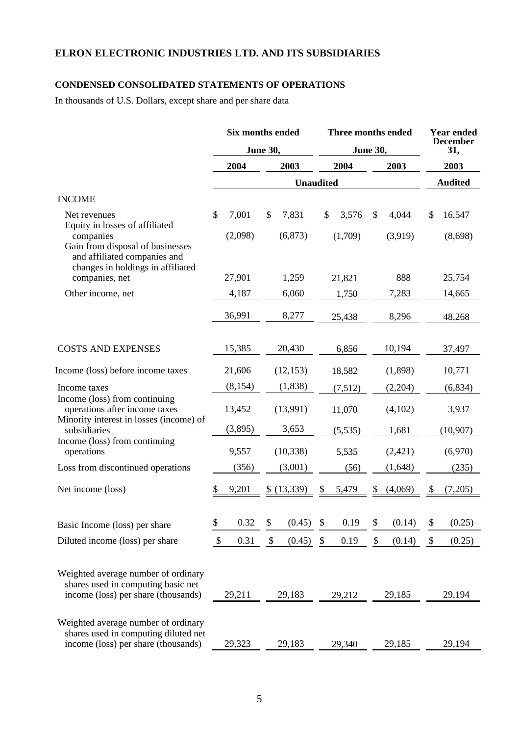# ELRON ELECTRONIC INDUSTRIES LTD. AND ITS SUBSIDIARIES

## CONDENSED CONSOLIDATED STATEMENTS OF OPERATIONS

In thousands of U.S. Dollars, except share and per share data

| | Six months ended June 30, | | Three months ended June 30, | | Year ended December 31, |
|---|---|---|---|---|---|
| | 2004 | 2003 | 2004 | 2003 | 2003 |
| | Unaudited | | | | Audited |
| INCOME | | | | | |
| Net revenues | $ 7,001 | $ 7,831 | $ 3,576 | $ 4,044 | $ 16,547 |
| Equity in losses of affiliated companies | (2,098) | (6,873) | (1,709) | (3,919) | (8,698) |
| Gain from disposal of businesses and affiliated companies and changes in holdings in affiliated companies, net | 27,901 | 1,259 | 21,821 | 888 | 25,754 |
| Other income, net | 4,187 | 6,060 | 1,750 | 7,283 | 14,665 |
| | 36,991 | 8,277 | 25,438 | 8,296 | 48,268 |
| COSTS AND EXPENSES | 15,385 | 20,430 | 6,856 | 10,194 | 37,497 |
| Income (loss) before income taxes | 21,606 | (12,153) | 18,582 | (1,898) | 10,771 |
| Income taxes | (8,154) | (1,838) | (7,512) | (2,204) | (6,834) |
| Income (loss) from continuing operations after income taxes | 13,452 | (13,991) | 11,070 | (4,102) | 3,937 |
| Minority interest in losses (income) of subsidiaries | (3,895) | 3,653 | (5,535) | 1,681 | (10,907) |
| Income (loss) from continuing operations | 9,557 | (10,338) | 5,535 | (2,421) | (6,970) |
| Loss from discontinued operations | (356) | (3,001) | (56) | (1,648) | (235) |
| Net income (loss) | $ 9,201 | $ (13,339) | $ 5,479 | $ (4,069) | $ (7,205) |
| Basic Income (loss) per share | $ 0.32 | $ (0.45) | $ 0.19 | $ (0.14) | $ (0.25) |
| Diluted income (loss) per share | $ 0.31 | $ (0.45) | $ 0.19 | $ (0.14) | $ (0.25) |
| Weighted average number of ordinary shares used in computing basic net income (loss) per share (thousands) | 29,211 | 29,183 | 29,212 | 29,185 | 29,194 |
| Weighted average number of ordinary shares used in computing diluted net income (loss) per share (thousands) | 29,323 | 29,183 | 29,340 | 29,185 | 29,194 |